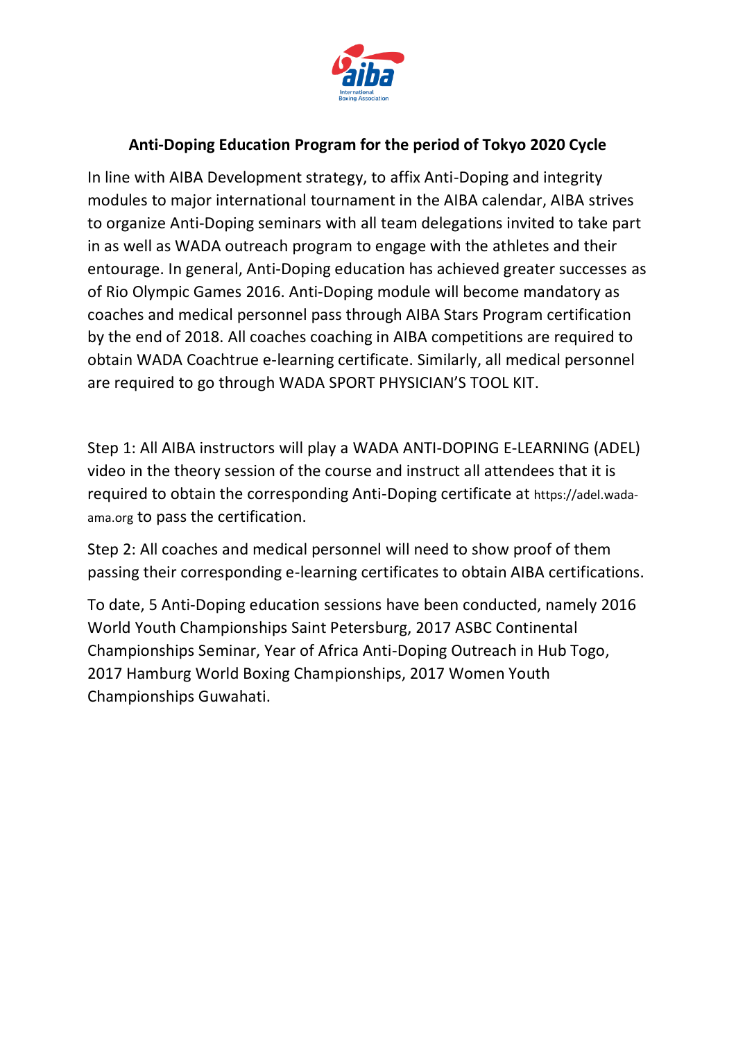## Anti-Doping Education Program for the period of Tokyo 2020 Cycle

In line with AIBA Development strategy, to affix Anti-Doping and integrity modules to major international tournament in the AIBA calendar, AIBA strives to organize Anti-Doping seminars with all team delegations invited to take part in as well as WADA outreach program to engage with the athletes and their entourage. In general, Anti-Doping education has achieved greater successes as of Rio Olympic Games 2016. Anti-Doping module will become mandatory as coaches and medical personnel pass through AIBA Stars Program certification by the end of 2018. All coaches coaching in AIBA competitions are required to obtain WADA Coachtrue e-learning certificate. Similarly, all medical personnel are required to go through WADA SPORT PHYSICIAN'S TOOL KIT.

Step 1: All AIBA instructors will play a WADA ANTI-DOPING E-LEARNING (ADEL) video in the theory session of the course and instruct all attendees that it is required to obtain the corresponding Anti-Doping certificate at https://adel.wada-ama.org to pass the certification.

Step 2: All coaches and medical personnel will need to show proof of them passing their corresponding e-learning certificates to obtain AIBA certifications.

To date, 5 Anti-Doping education sessions have been conducted, namely 2016 World Youth Championships Saint Petersburg, 2017 ASBC Continental Championships Seminar, Year of Africa Anti-Doping Outreach in Hub Togo, 2017 Hamburg World Boxing Championships, 2017 Women Youth Championships Guwahati.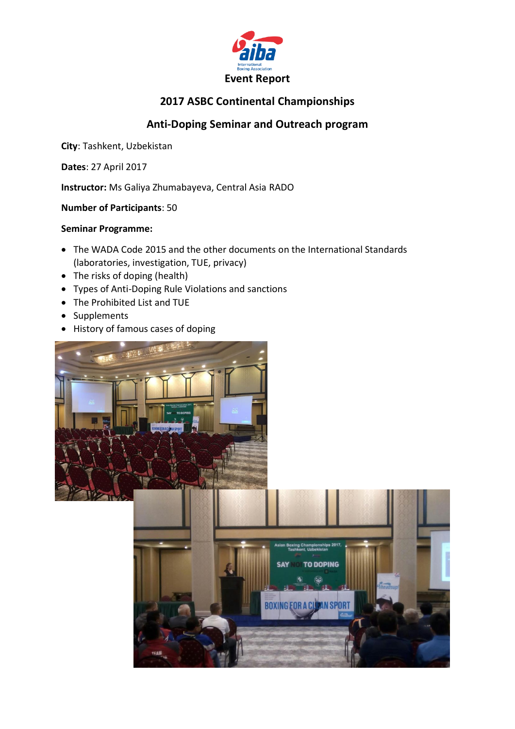Event Report

## 2017 ASBC Continental Championships

## Anti-Doping Seminar and Outreach program

**City**: Tashkent, Uzbekistan

**Dates**: 27 April 2017

**Instructor:** Ms Galiya Zhumabayeva, Central Asia RADO

**Number of Participants**: 50

**Seminar Programme:**

- The WADA Code 2015 and the other documents on the International Standards (laboratories, investigation, TUE, privacy)
- The risks of doping (health)
- Types of Anti-Doping Rule Violations and sanctions
- The Prohibited List and TUE
- Supplements
- History of famous cases of doping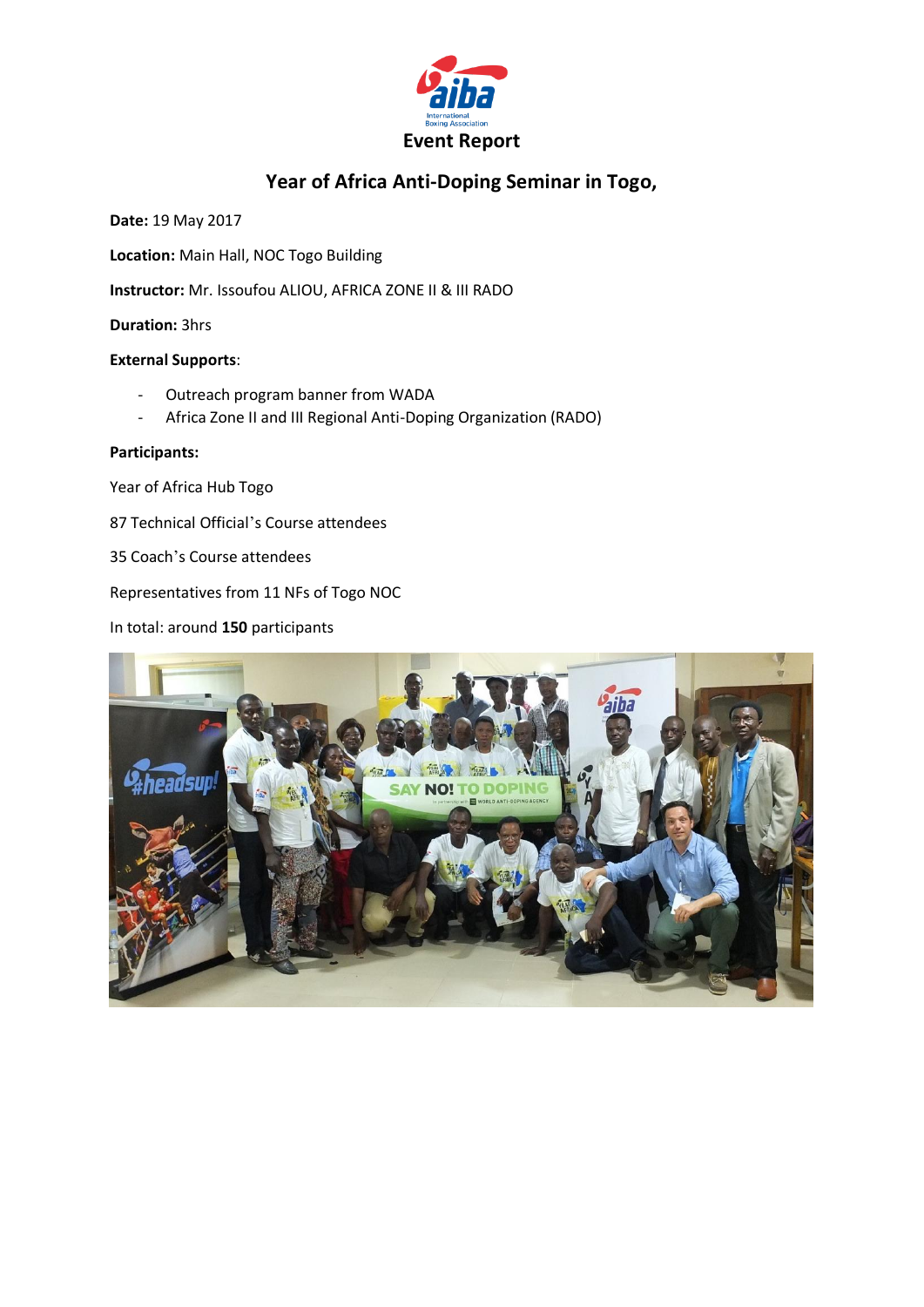aiba
International Boxing Association

# Event Report

## Year of Africa Anti-Doping Seminar in Togo,

**Date:** 19 May 2017

**Location:** Main Hall, NOC Togo Building

**Instructor:** Mr. Issoufou ALIOU, AFRICA ZONE II & III RADO

**Duration:** 3hrs

**External Supports**:

- Outreach program banner from WADA
- Africa Zone II and III Regional Anti-Doping Organization (RADO)

**Participants:**

Year of Africa Hub Togo

87 Technical Official's Course attendees

35 Coach's Course attendees

Representatives from 11 NFs of Togo NOC

In total: around **150** participants